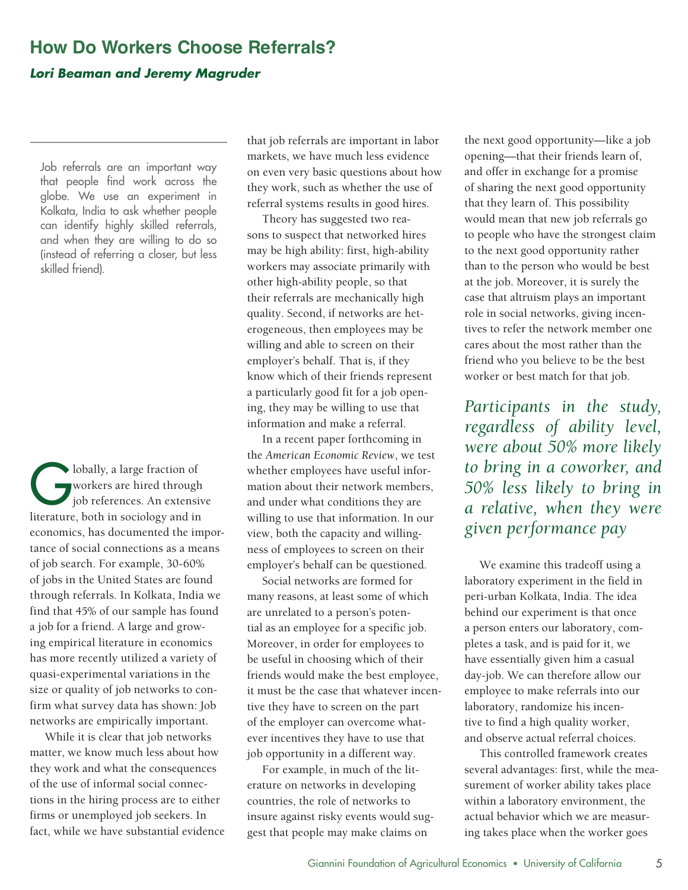# How Do Workers Choose Referrals?

***Lori Beaman and Jeremy Magruder***

Job referrals are an important way that people find work across the globe. We use an experiment in Kolkata, India to ask whether people can identify highly skilled referrals, and when they are willing to do so (instead of referring a closer, but less skilled friend).

Globally, a large fraction of workers are hired through job references. An extensive literature, both in sociology and in economics, has documented the importance of social connections as a means of job search. For example, 30-60% of jobs in the United States are found through referrals. In Kolkata, India we find that 45% of our sample has found a job for a friend. A large and growing empirical literature in economics has more recently utilized a variety of quasi-experimental variations in the size or quality of job networks to confirm what survey data has shown: Job networks are empirically important.

While it is clear that job networks matter, we know much less about how they work and what the consequences of the use of informal social connections in the hiring process are to either firms or unemployed job seekers. In fact, while we have substantial evidence that job referrals are important in labor markets, we have much less evidence on even very basic questions about how they work, such as whether the use of referral systems results in good hires.

Theory has suggested two reasons to suspect that networked hires may be high ability: first, high-ability workers may associate primarily with other high-ability people, so that their referrals are mechanically high quality. Second, if networks are heterogeneous, then employees may be willing and able to screen on their employer's behalf. That is, if they know which of their friends represent a particularly good fit for a job opening, they may be willing to use that information and make a referral.

In a recent paper forthcoming in the *American Economic Review*, we test whether employees have useful information about their network members, and under what conditions they are willing to use that information. In our view, both the capacity and willingness of employees to screen on their employer's behalf can be questioned.

Social networks are formed for many reasons, at least some of which are unrelated to a person's potential as an employee for a specific job. Moreover, in order for employees to be useful in choosing which of their friends would make the best employee, it must be the case that whatever incentive they have to screen on the part of the employer can overcome whatever incentives they have to use that job opportunity in a different way.

For example, in much of the literature on networks in developing countries, the role of networks to insure against risky events would suggest that people may make claims on the next good opportunity—like a job opening—that their friends learn of, and offer in exchange for a promise of sharing the next good opportunity that they learn of. This possibility would mean that new job referrals go to people who have the strongest claim to the next good opportunity rather than to the person who would be best at the job. Moreover, it is surely the case that altruism plays an important role in social networks, giving incentives to refer the network member one cares about the most rather than the friend who you believe to be the best worker or best match for that job.

*Participants in the study, regardless of ability level, were about 50% more likely to bring in a coworker, and 50% less likely to bring in a relative, when they were given performance pay*

We examine this tradeoff using a laboratory experiment in the field in peri-urban Kolkata, India. The idea behind our experiment is that once a person enters our laboratory, completes a task, and is paid for it, we have essentially given him a casual day-job. We can therefore allow our employee to make referrals into our laboratory, randomize his incentive to find a high quality worker, and observe actual referral choices.

This controlled framework creates several advantages: first, while the measurement of worker ability takes place within a laboratory environment, the actual behavior which we are measuring takes place when the worker goes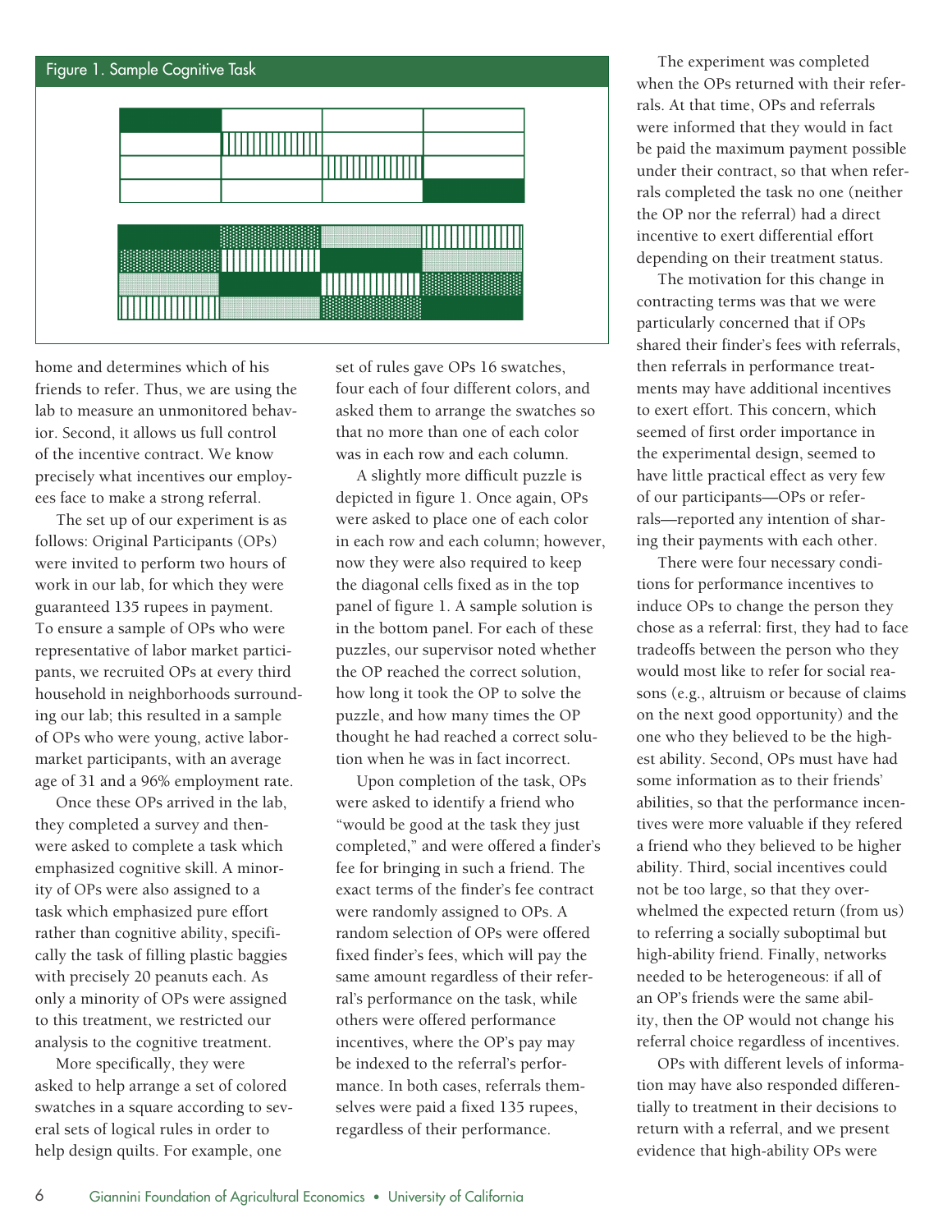Figure 1. Sample Cognitive Task

home and determines which of his friends to refer. Thus, we are using the lab to measure an unmonitored behavior. Second, it allows us full control of the incentive contract. We know precisely what incentives our employees face to make a strong referral.

The set up of our experiment is as follows: Original Participants (OPs) were invited to perform two hours of work in our lab, for which they were guaranteed 135 rupees in payment. To ensure a sample of OPs who were representative of labor market participants, we recruited OPs at every third household in neighborhoods surrounding our lab; this resulted in a sample of OPs who were young, active labor-market participants, with an average age of 31 and a 96% employment rate.

Once these OPs arrived in the lab, they completed a survey and then were asked to complete a task which emphasized cognitive skill. A minority of OPs were also assigned to a task which emphasized pure effort rather than cognitive ability, specifically the task of filling plastic baggies with precisely 20 peanuts each. As only a minority of OPs were assigned to this treatment, we restricted our analysis to the cognitive treatment.

More specifically, they were asked to help arrange a set of colored swatches in a square according to several sets of logical rules in order to help design quilts. For example, one set of rules gave OPs 16 swatches, four each of four different colors, and asked them to arrange the swatches so that no more than one of each color was in each row and each column.

A slightly more difficult puzzle is depicted in figure 1. Once again, OPs were asked to place one of each color in each row and each column; however, now they were also required to keep the diagonal cells fixed as in the top panel of figure 1. A sample solution is in the bottom panel. For each of these puzzles, our supervisor noted whether the OP reached the correct solution, how long it took the OP to solve the puzzle, and how many times the OP thought he had reached a correct solution when he was in fact incorrect.

Upon completion of the task, OPs were asked to identify a friend who "would be good at the task they just completed," and were offered a finder's fee for bringing in such a friend. The exact terms of the finder's fee contract were randomly assigned to OPs. A random selection of OPs were offered fixed finder's fees, which will pay the same amount regardless of their referral's performance on the task, while others were offered performance incentives, where the OP's pay may be indexed to the referral's performance. In both cases, referrals themselves were paid a fixed 135 rupees, regardless of their performance.

The experiment was completed when the OPs returned with their referrals. At that time, OPs and referrals were informed that they would in fact be paid the maximum payment possible under their contract, so that when referrals completed the task no one (neither the OP nor the referral) had a direct incentive to exert differential effort depending on their treatment status.

The motivation for this change in contracting terms was that we were particularly concerned that if OPs shared their finder's fees with referrals, then referrals in performance treatments may have additional incentives to exert effort. This concern, which seemed of first order importance in the experimental design, seemed to have little practical effect as very few of our participants—OPs or referrals—reported any intention of sharing their payments with each other.

There were four necessary conditions for performance incentives to induce OPs to change the person they chose as a referral: first, they had to face tradeoffs between the person who they would most like to refer for social reasons (e.g., altruism or because of claims on the next good opportunity) and the one who they believed to be the highest ability. Second, OPs must have had some information as to their friends' abilities, so that the performance incentives were more valuable if they refered a friend who they believed to be higher ability. Third, social incentives could not be too large, so that they overwhelmed the expected return (from us) to referring a socially suboptimal but high-ability friend. Finally, networks needed to be heterogeneous: if all of an OP's friends were the same ability, then the OP would not change his referral choice regardless of incentives.

OPs with different levels of information may have also responded differentially to treatment in their decisions to return with a referral, and we present evidence that high-ability OPs were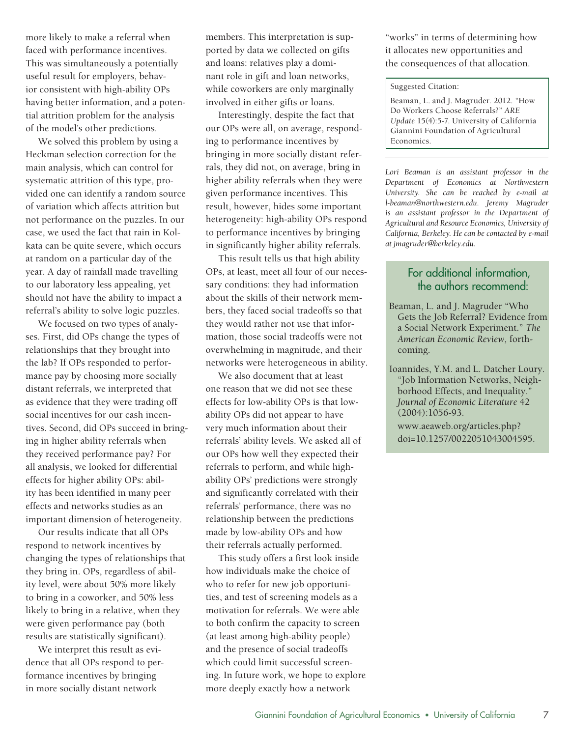more likely to make a referral when faced with performance incentives. This was simultaneously a potentially useful result for employers, behavior consistent with high-ability OPs having better information, and a potential attrition problem for the analysis of the model's other predictions.

We solved this problem by using a Heckman selection correction for the main analysis, which can control for systematic attrition of this type, provided one can identify a random source of variation which affects attrition but not performance on the puzzles. In our case, we used the fact that rain in Kolkata can be quite severe, which occurs at random on a particular day of the year. A day of rainfall made travelling to our laboratory less appealing, yet should not have the ability to impact a referral's ability to solve logic puzzles.

We focused on two types of analyses. First, did OPs change the types of relationships that they brought into the lab? If OPs responded to performance pay by choosing more socially distant referrals, we interpreted that as evidence that they were trading off social incentives for our cash incentives. Second, did OPs succeed in bringing in higher ability referrals when they received performance pay? For all analysis, we looked for differential effects for higher ability OPs: ability has been identified in many peer effects and networks studies as an important dimension of heterogeneity.

Our results indicate that all OPs respond to network incentives by changing the types of relationships that they bring in. OPs, regardless of ability level, were about 50% more likely to bring in a coworker, and 50% less likely to bring in a relative, when they were given performance pay (both results are statistically significant).

We interpret this result as evidence that all OPs respond to performance incentives by bringing in more socially distant network members. This interpretation is supported by data we collected on gifts and loans: relatives play a dominant role in gift and loan networks, while coworkers are only marginally involved in either gifts or loans.

Interestingly, despite the fact that our OPs were all, on average, responding to performance incentives by bringing in more socially distant referrals, they did not, on average, bring in higher ability referrals when they were given performance incentives. This result, however, hides some important heterogeneity: high-ability OPs respond to performance incentives by bringing in significantly higher ability referrals.

This result tells us that high ability OPs, at least, meet all four of our necessary conditions: they had information about the skills of their network members, they faced social tradeoffs so that they would rather not use that information, those social tradeoffs were not overwhelming in magnitude, and their networks were heterogeneous in ability.

We also document that at least one reason that we did not see these effects for low-ability OPs is that low-ability OPs did not appear to have very much information about their referrals' ability levels. We asked all of our OPs how well they expected their referrals to perform, and while high-ability OPs' predictions were strongly and significantly correlated with their referrals' performance, there was no relationship between the predictions made by low-ability OPs and how their referrals actually performed.

This study offers a first look inside how individuals make the choice of who to refer for new job opportunities, and test of screening models as a motivation for referrals. We were able to both confirm the capacity to screen (at least among high-ability people) and the presence of social tradeoffs which could limit successful screening. In future work, we hope to explore more deeply exactly how a network "works" in terms of determining how it allocates new opportunities and the consequences of that allocation.

Suggested Citation:

Beaman, L. and J. Magruder. 2012. "How Do Workers Choose Referrals?" *ARE Update* 15(4):5-7. University of California Giannini Foundation of Agricultural Economics.

---

*Lori Beaman is an assistant professor in the Department of Economics at Northwestern University. She can be reached by e-mail at l-beaman@northwestern.edu. Jeremy Magruder is an assistant professor in the Department of Agricultural and Resource Economics, University of California, Berkeley. He can be contacted by e-mail at jmagruder@berkeley.edu.*

## For additional information, the authors recommend:

Beaman, L. and J. Magruder "Who Gets the Job Referral? Evidence from a Social Network Experiment." *The American Economic Review,* forthcoming.

Ioannides, Y.M. and L. Datcher Loury. "Job Information Networks, Neighborhood Effects, and Inequality." *Journal of Economic Literature* 42 (2004):1056-93. www.aeaweb.org/articles.php?doi=10.1257/0022051043004595.